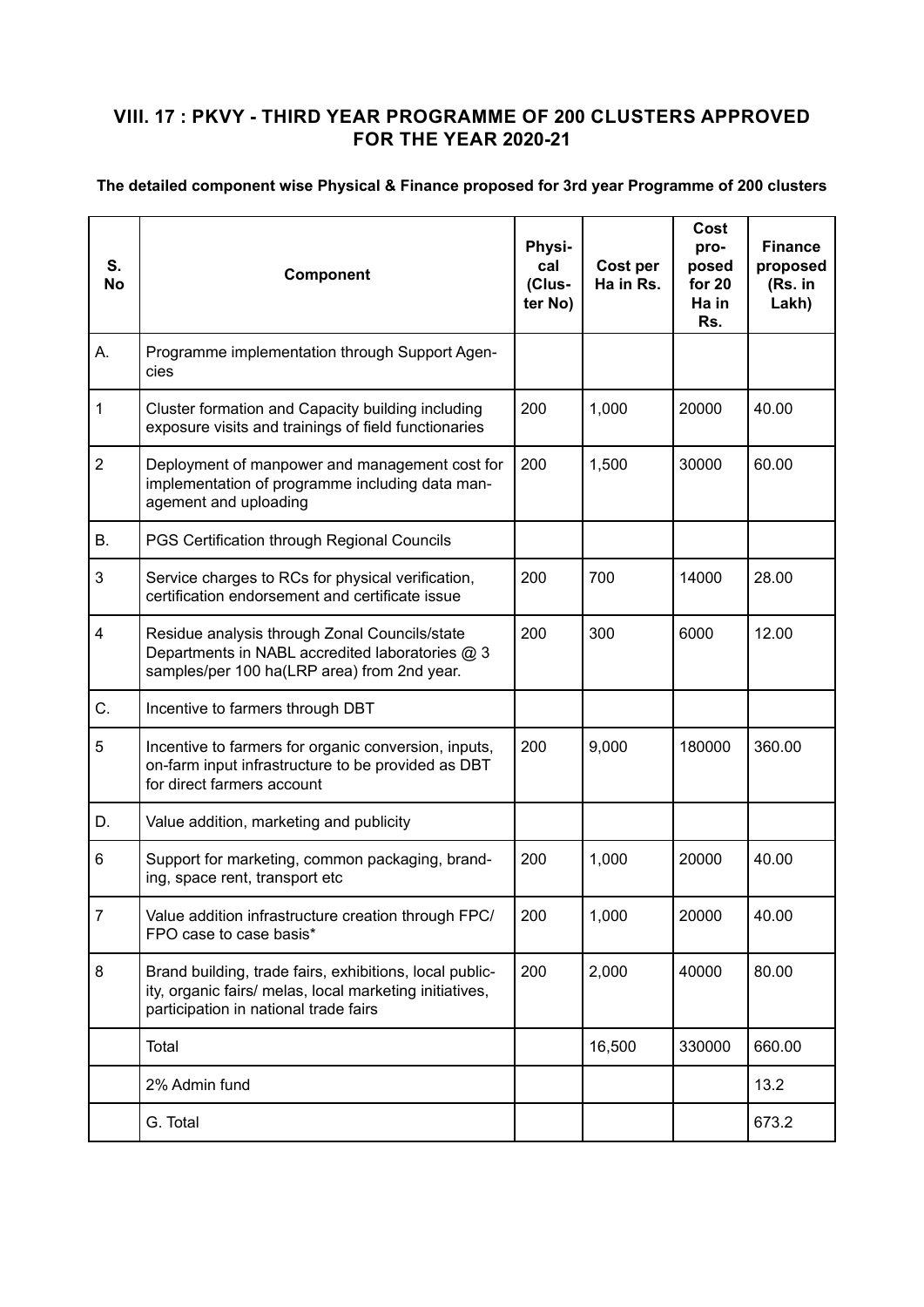## VIII. 17 : PKVY - THIRD YEAR PROGRAMME OF 200 CLUSTERS APPROVED FOR THE YEAR 2020-21

**The detailed component wise Physical & Finance proposed for 3rd year Programme of 200 clusters**

| S. No | Component | Physical (Cluster No) | Cost per Ha in Rs. | Cost proposed for 20 Ha in Rs. | Finance proposed (Rs. in Lakh) |
|---|---|---|---|---|---|
| A. | Programme implementation through Support Agencies | | | | |
| 1 | Cluster formation and Capacity building including exposure visits and trainings of field functionaries | 200 | 1,000 | 20000 | 40.00 |
| 2 | Deployment of manpower and management cost for implementation of programme including data management and uploading | 200 | 1,500 | 30000 | 60.00 |
| B. | PGS Certification through Regional Councils | | | | |
| 3 | Service charges to RCs for physical verification, certification endorsement and certificate issue | 200 | 700 | 14000 | 28.00 |
| 4 | Residue analysis through Zonal Councils/state Departments in NABL accredited laboratories @ 3 samples/per 100 ha(LRP area) from 2nd year. | 200 | 300 | 6000 | 12.00 |
| C. | Incentive to farmers through DBT | | | | |
| 5 | Incentive to farmers for organic conversion, inputs, on-farm input infrastructure to be provided as DBT for direct farmers account | 200 | 9,000 | 180000 | 360.00 |
| D. | Value addition, marketing and publicity | | | | |
| 6 | Support for marketing, common packaging, branding, space rent, transport etc | 200 | 1,000 | 20000 | 40.00 |
| 7 | Value addition infrastructure creation through FPC/ FPO case to case basis* | 200 | 1,000 | 20000 | 40.00 |
| 8 | Brand building, trade fairs, exhibitions, local publicity, organic fairs/ melas, local marketing initiatives, participation in national trade fairs | 200 | 2,000 | 40000 | 80.00 |
| | Total | | 16,500 | 330000 | 660.00 |
| | 2% Admin fund | | | | 13.2 |
| | G. Total | | | | 673.2 |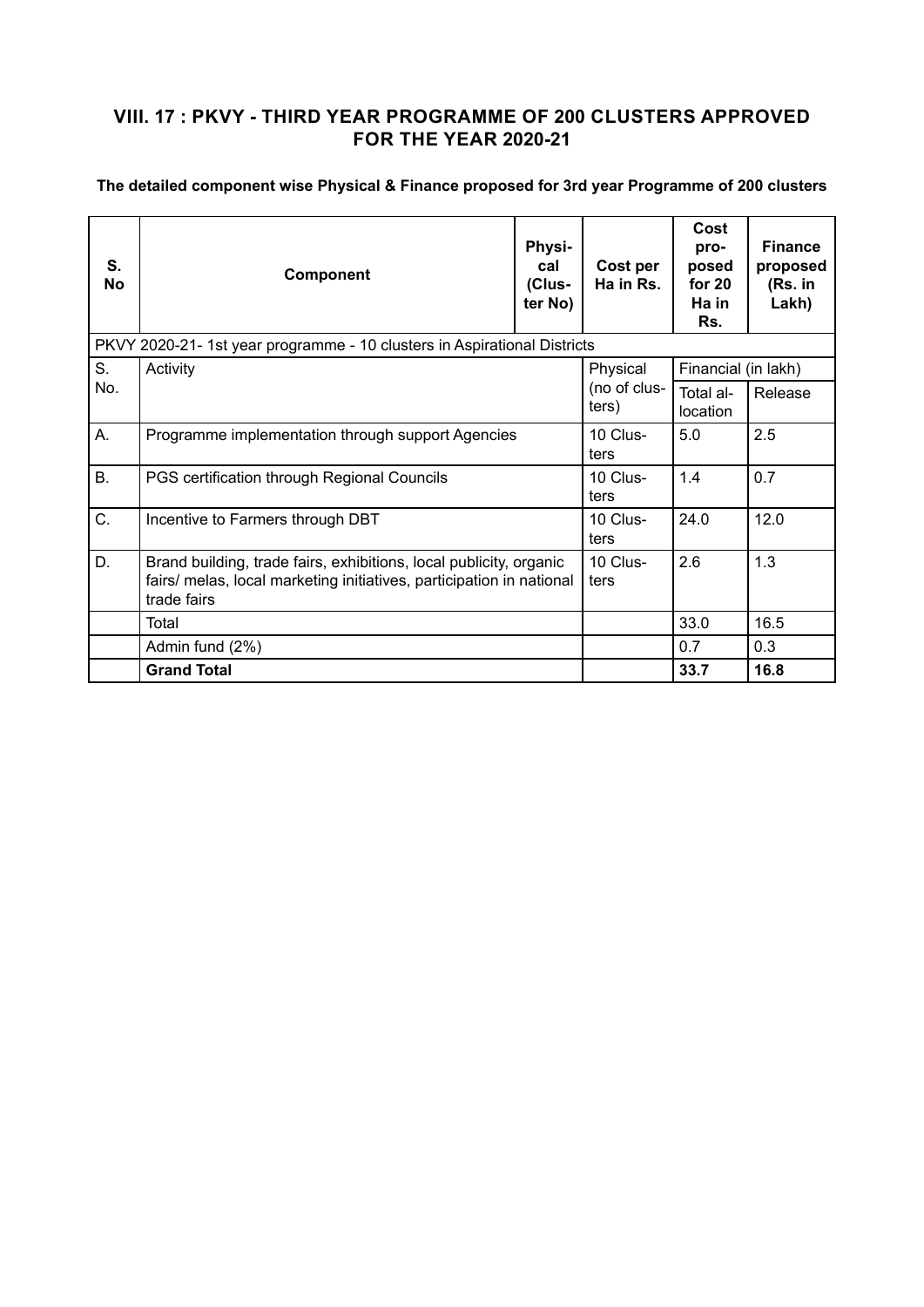## VIII. 17 : PKVY - THIRD YEAR PROGRAMME OF 200 CLUSTERS APPROVED FOR THE YEAR 2020-21

**The detailed component wise Physical & Finance proposed for 3rd year Programme of 200 clusters**

| S. No | Component | Physical (Cluster No) | Cost per Ha in Rs. | Cost proposed for 20 Ha in Rs. | Finance proposed (Rs. in Lakh) |
|---|---|---|---|---|---|
| PKVY 2020-21- 1st year programme - 10 clusters in Aspirational Districts | | | | | |
| S. No. | Activity | | Physical (no of clusters) | Financial (in lakh) | |
| | | | | Total allocation | Release |
| A. | Programme implementation through support Agencies | | 10 Clusters | 5.0 | 2.5 |
| B. | PGS certification through Regional Councils | | 10 Clusters | 1.4 | 0.7 |
| C. | Incentive to Farmers through DBT | | 10 Clusters | 24.0 | 12.0 |
| D. | Brand building, trade fairs, exhibitions, local publicity, organic fairs/ melas, local marketing initiatives, participation in national trade fairs | | 10 Clusters | 2.6 | 1.3 |
| | Total | | | 33.0 | 16.5 |
| | Admin fund (2%) | | | 0.7 | 0.3 |
| | **Grand Total** | | | **33.7** | **16.8** |